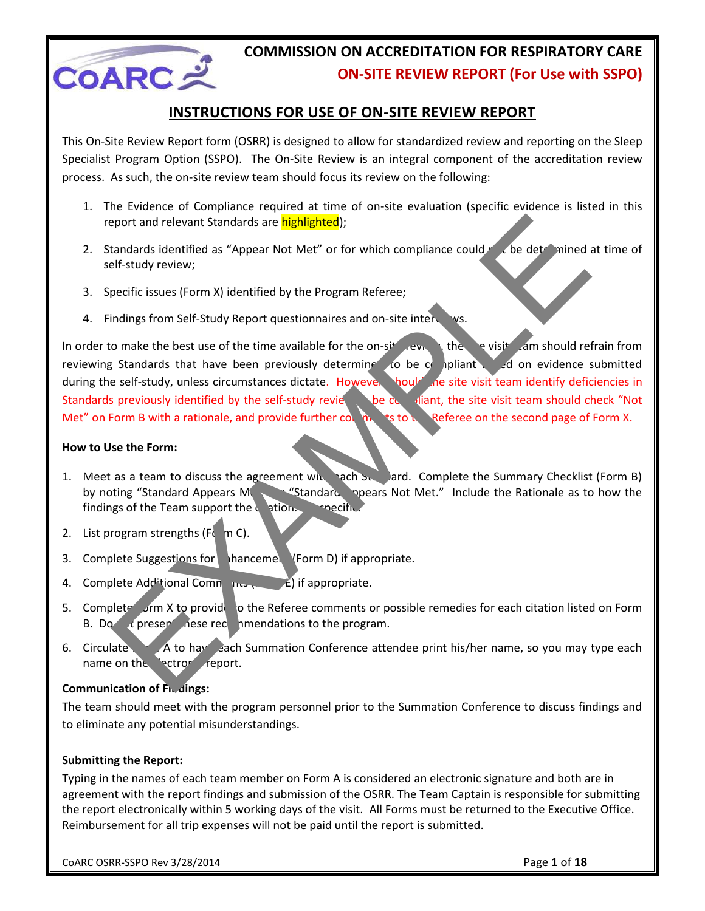# COMMISSION ON ACCREDITATION FOR RESPIRATORY CARE

## ON-SITE REVIEW REPORT (For Use with SSPO)

## INSTRUCTIONS FOR USE OF ON-SITE REVIEW REPORT

This On-Site Review Report form (OSRR) is designed to allow for standardized review and reporting on the Sleep Specialist Program Option (SSPO). The On-Site Review is an integral component of the accreditation review process. As such, the on-site review team should focus its review on the following:

1. The Evidence of Compliance required at time of on-site evaluation (specific evidence is listed in this report and relevant Standards are highlighted);
2. Standards identified as "Appear Not Met" or for which compliance could not be determined at time of self-study review;
3. Specific issues (Form X) identified by the Program Referee;
4. Findings from Self-Study Report questionnaires and on-site interviews.

In order to make the best use of the time available for the on-site review, the site visit team should refrain from reviewing Standards that have been previously determined to be compliant based on evidence submitted during the self-study, unless circumstances dictate. However, should the site visit team identify deficiencies in Standards previously identified by the self-study reviewer to be compliant, the site visit team should check "Not Met" on Form B with a rationale, and provide further comments to the Referee on the second page of Form X.

**How to Use the Form:**

1. Meet as a team to discuss the agreement with each Standard. Complete the Summary Checklist (Form B) by noting "Standard Appears Met" or "Standard Appears Not Met." Include the Rationale as to how the findings of the Team support the citation. Be specific.
2. List program strengths (Form C).
3. Complete Suggestions for Enhancement (Form D) if appropriate.
4. Complete Additional Comments (Form E) if appropriate.
5. Complete Form X to provide to the Referee comments or possible remedies for each citation listed on Form B. Do not present these recommendations to the program.
6. Circulate Form A to have each Summation Conference attendee print his/her name, so you may type each name on the electronic report.

**Communication of Findings:**

The team should meet with the program personnel prior to the Summation Conference to discuss findings and to eliminate any potential misunderstandings.

**Submitting the Report:**

Typing in the names of each team member on Form A is considered an electronic signature and both are in agreement with the report findings and submission of the OSRR. The Team Captain is responsible for submitting the report electronically within 5 working days of the visit. All Forms must be returned to the Executive Office. Reimbursement for all trip expenses will not be paid until the report is submitted.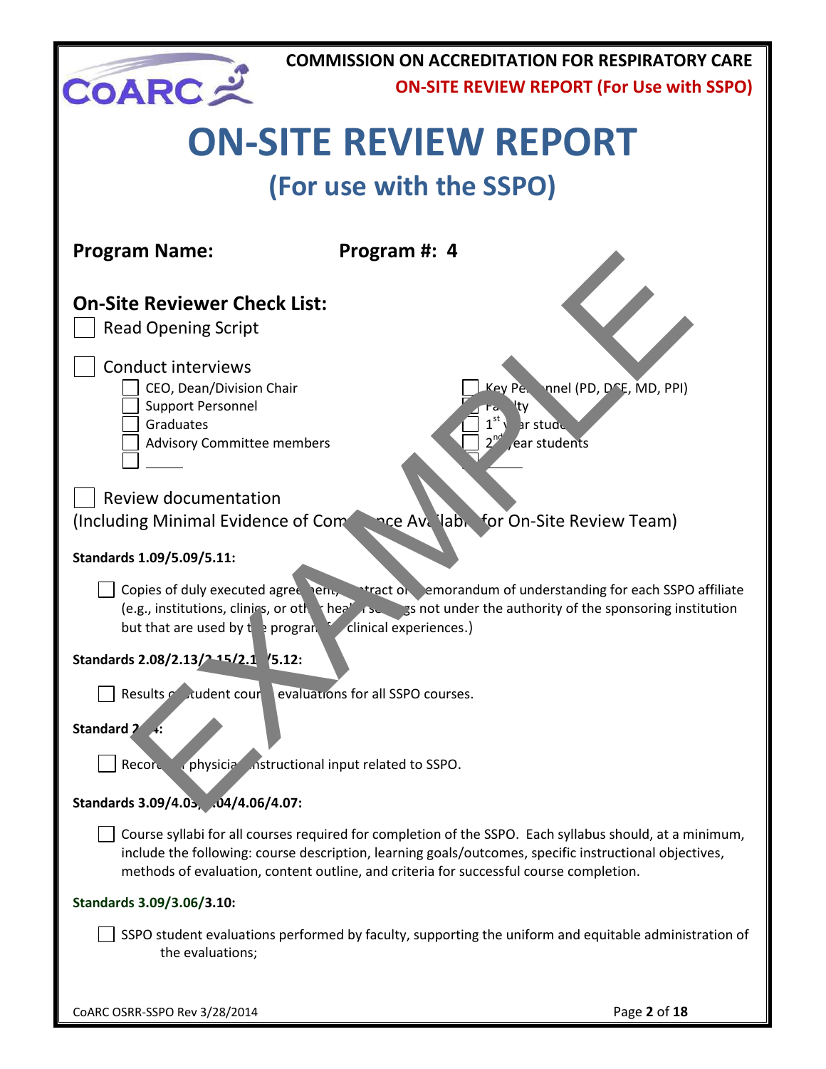**COMMISSION ON ACCREDITATION FOR RESPIRATORY CARE**

**ON-SITE REVIEW REPORT (For Use with SSPO)**

# ON-SITE REVIEW REPORT

## (For use with the SSPO)

**Program Name:** **Program #: 4**

## On-Site Reviewer Check List:

- [ ] Read Opening Script

- [ ] Conduct interviews
  - [ ] CEO, Dean/Division Chair
  - [ ] Support Personnel
  - [ ] Graduates
  - [ ] Advisory Committee members
  - [ ] ______
  - [ ] Key Personnel (PD, DCE, MD, PPI)
  - [ ] Faculty
  - [ ] 1st year students
  - [ ] 2nd year students
  - [ ] ______

- [ ] Review documentation

(Including Minimal Evidence of Compliance Available for On-Site Review Team)

**Standards 1.09/5.09/5.11:**

- [ ] Copies of duly executed agreement, contract or memorandum of understanding for each SSPO affiliate (e.g., institutions, clinics, or other health settings not under the authority of the sponsoring institution but that are used by the program for clinical experiences.)

**Standards 2.08/2.13/2.15/2.1?/5.12:**

- [ ] Results of student course evaluations for all SSPO courses.

**Standard 2.?4:**

- [ ] Records of physician instructional input related to SSPO.

**Standards 3.09/4.03/4.04/4.06/4.07:**

- [ ] Course syllabi for all courses required for completion of the SSPO. Each syllabus should, at a minimum, include the following: course description, learning goals/outcomes, specific instructional objectives, methods of evaluation, content outline, and criteria for successful course completion.

**Standards 3.09/3.06/3.10:**

- [ ] SSPO student evaluations performed by faculty, supporting the uniform and equitable administration of the evaluations;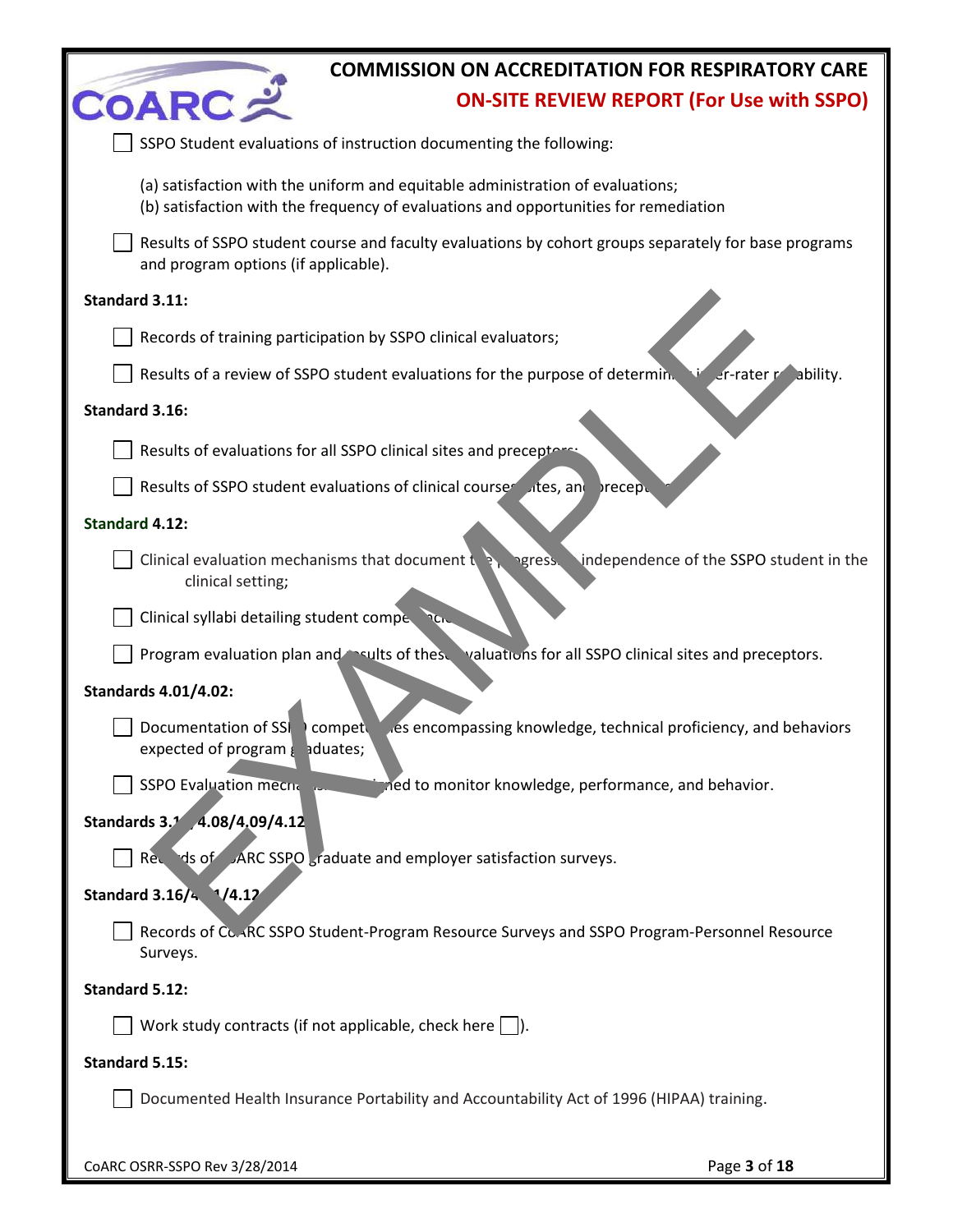- [ ] SSPO Student evaluations of instruction documenting the following:

  (a) satisfaction with the uniform and equitable administration of evaluations;
  (b) satisfaction with the frequency of evaluations and opportunities for remediation

- [ ] Results of SSPO student course and faculty evaluations by cohort groups separately for base programs and program options (if applicable).

**Standard 3.11:**

- [ ] Records of training participation by SSPO clinical evaluators;
- [ ] Results of a review of SSPO student evaluations for the purpose of determining inter-rater reliability.

**Standard 3.16:**

- [ ] Results of evaluations for all SSPO clinical sites and preceptors;
- [ ] Results of SSPO student evaluations of clinical courses, sites, and preceptors.

**Standard 4.12:**

- [ ] Clinical evaluation mechanisms that document the progress to independence of the SSPO student in the clinical setting;
- [ ] Clinical syllabi detailing student competencies;
- [ ] Program evaluation plan and results of these evaluations for all SSPO clinical sites and preceptors.

**Standards 4.01/4.02:**

- [ ] Documentation of SSPO competencies encompassing knowledge, technical proficiency, and behaviors expected of program graduates;
- [ ] SSPO Evaluation mechanisms designed to monitor knowledge, performance, and behavior.

**Standards 3.1?/4.08/4.09/4.12:**

- [ ] Records of CoARC SSPO graduate and employer satisfaction surveys.

**Standard 3.16/4.?1/4.12:**

- [ ] Records of CoARC SSPO Student-Program Resource Surveys and SSPO Program-Personnel Resource Surveys.

**Standard 5.12:**

- [ ] Work study contracts (if not applicable, check here [ ]).

**Standard 5.15:**

- [ ] Documented Health Insurance Portability and Accountability Act of 1996 (HIPAA) training.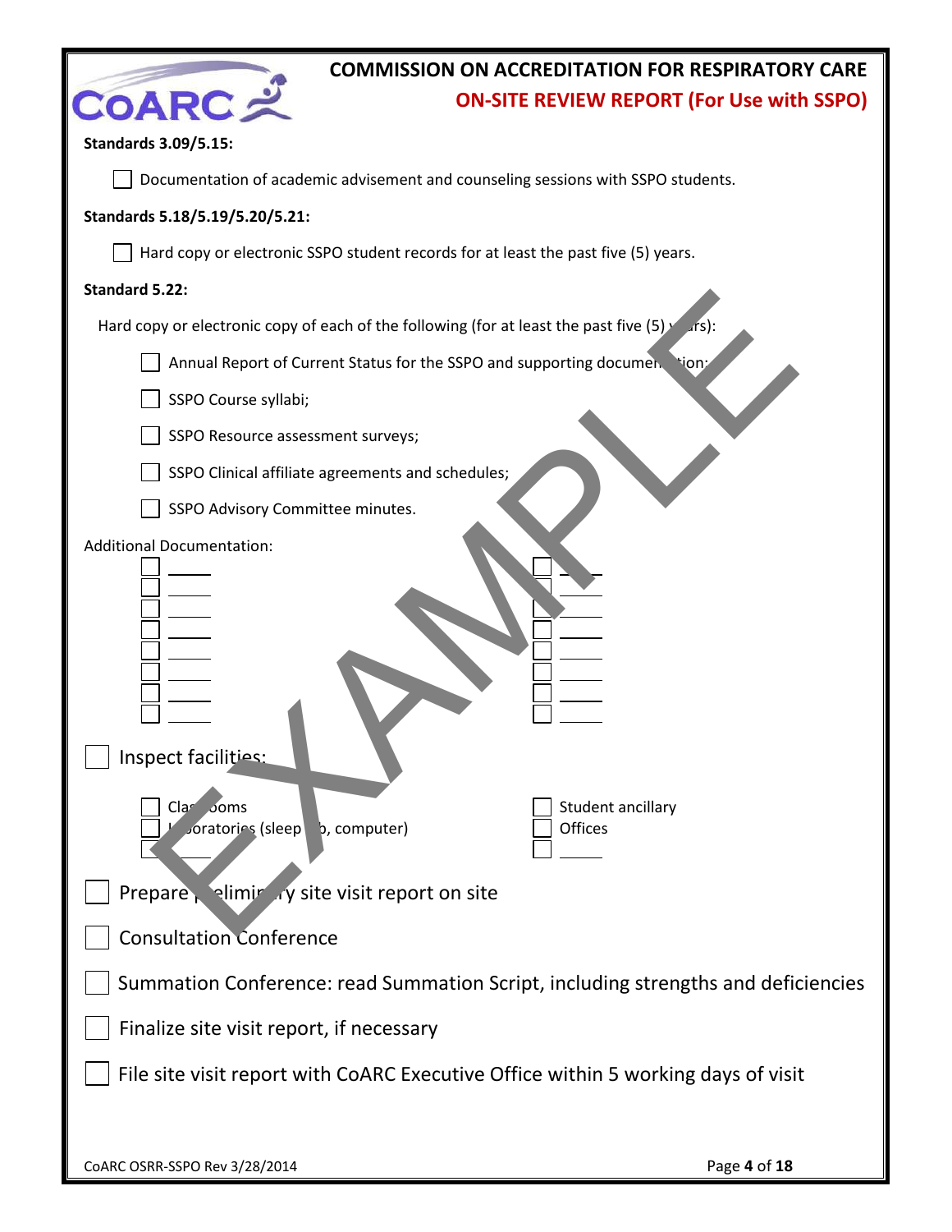**Standards 3.09/5.15:**

- [ ] Documentation of academic advisement and counseling sessions with SSPO students.

**Standards 5.18/5.19/5.20/5.21:**

- [ ] Hard copy or electronic SSPO student records for at least the past five (5) years.

**Standard 5.22:**

Hard copy or electronic copy of each of the following (for at least the past five (5) years):

- [ ] Annual Report of Current Status for the SSPO and supporting documentation;
- [ ] SSPO Course syllabi;
- [ ] SSPO Resource assessment surveys;
- [ ] SSPO Clinical affiliate agreements and schedules;
- [ ] SSPO Advisory Committee minutes.

Additional Documentation:

- [ ] \_\_\_\_\_
- [ ] \_\_\_\_\_
- [ ] \_\_\_\_\_
- [ ] \_\_\_\_\_
- [ ] \_\_\_\_\_
- [ ] \_\_\_\_\_
- [ ] \_\_\_\_\_
- [ ] \_\_\_\_\_
- [ ] \_\_\_\_\_
- [ ] \_\_\_\_\_
- [ ] \_\_\_\_\_
- [ ] \_\_\_\_\_
- [ ] \_\_\_\_\_
- [ ] \_\_\_\_\_
- [ ] \_\_\_\_\_
- [ ] \_\_\_\_\_

- [ ] Inspect facilities:
  - [ ] Classrooms
  - [ ] Laboratories (sleep lab, computer)
  - [ ] \_\_\_\_\_
  - [ ] Student ancillary
  - [ ] Offices
  - [ ] \_\_\_\_\_

- [ ] Prepare preliminary site visit report on site
- [ ] Consultation Conference
- [ ] Summation Conference: read Summation Script, including strengths and deficiencies
- [ ] Finalize site visit report, if necessary
- [ ] File site visit report with CoARC Executive Office within 5 working days of visit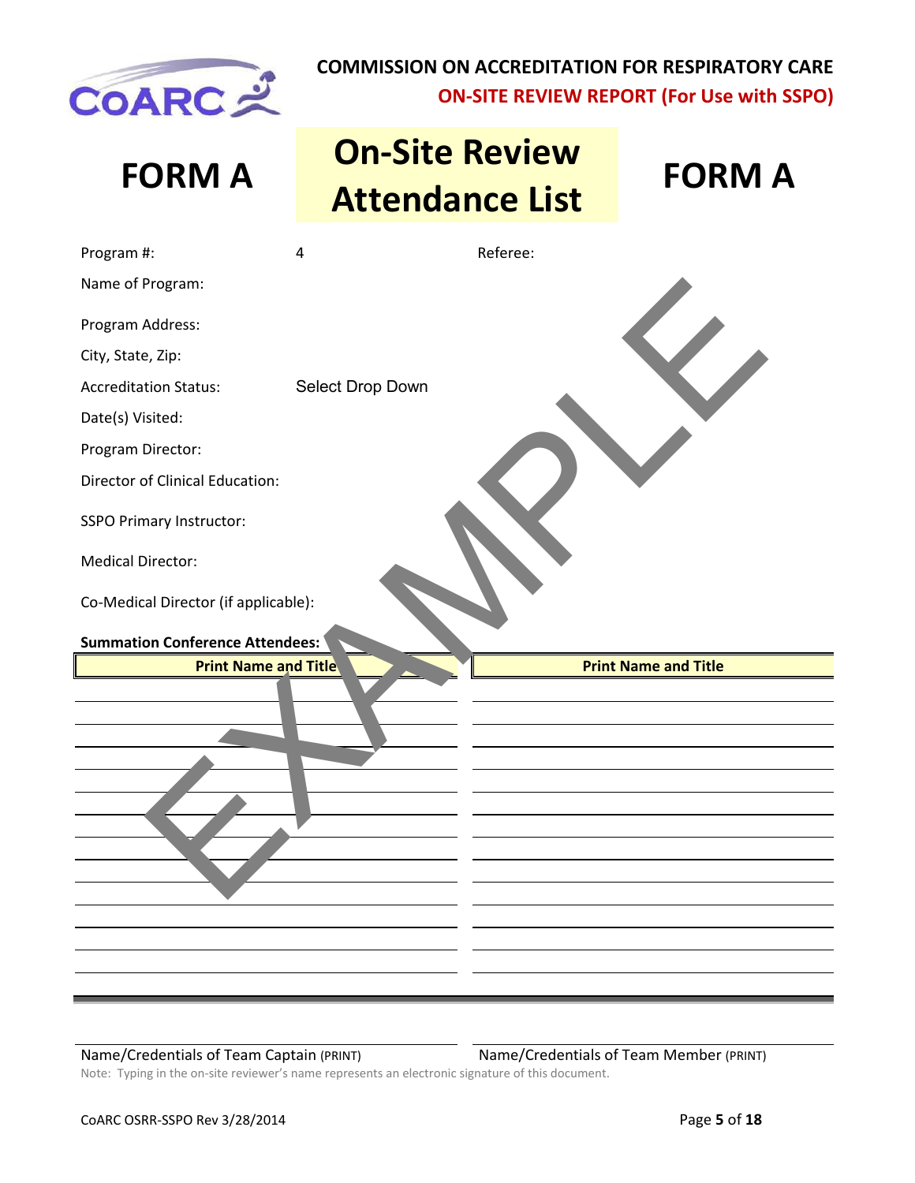**COMMISSION ON ACCREDITATION FOR RESPIRATORY CARE**

**ON-SITE REVIEW REPORT (For Use with SSPO)**

# FORM A — On-Site Review Attendance List — FORM A

Program #: 4 Referee:

Name of Program:

Program Address:

City, State, Zip:

Accreditation Status: Select Drop Down

Date(s) Visited:

Program Director:

Director of Clinical Education:

SSPO Primary Instructor:

Medical Director:

Co-Medical Director (if applicable):

**Summation Conference Attendees:**

| Print Name and Title | Print Name and Title |
|---|---|
| | |
| | |
| | |
| | |
| | |
| | |
| | |
| | |
| | |
| | |
| | |
| | |
| | |

EXAMPLE

Name/Credentials of Team Captain (PRINT) Name/Credentials of Team Member (PRINT)

Note: Typing in the on-site reviewer's name represents an electronic signature of this document.

CoARC OSRR-SSPO Rev 3/28/2014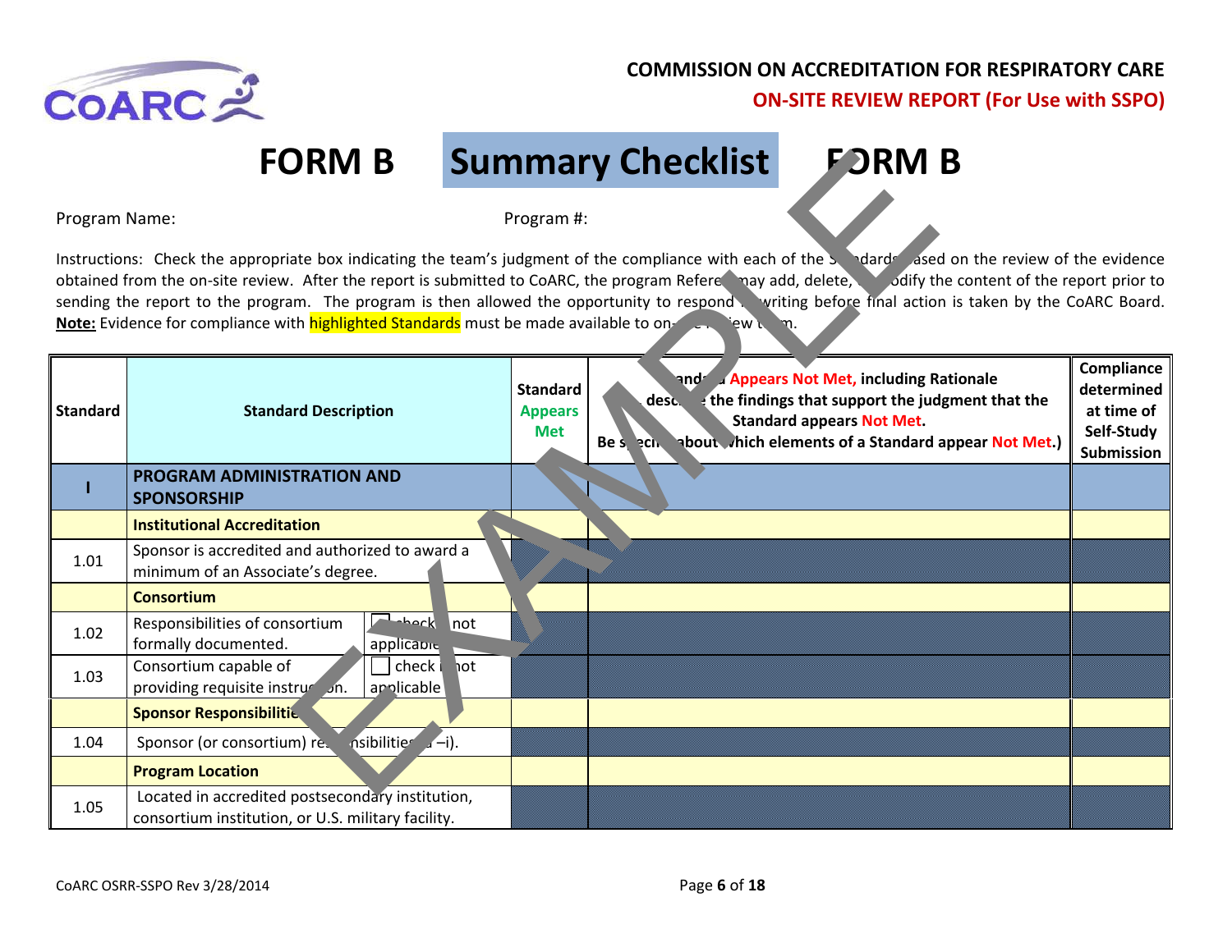COMMISSION ON ACCREDITATION FOR RESPIRATORY CARE

ON-SITE REVIEW REPORT (For Use with SSPO)

# FORM B Summary Checklist FORM B

Program Name: Program #:

Instructions: Check the appropriate box indicating the team's judgment of the compliance with each of the Standards based on the review of the evidence obtained from the on-site review. After the report is submitted to CoARC, the program Referee may add, delete, or modify the content of the report prior to sending the report to the program. The program is then allowed the opportunity to respond in writing before final action is taken by the CoARC Board. **Note:** Evidence for compliance with highlighted Standards must be made available to on-site review team.

| Standard | Standard Description | | Standard Appears Met | Standard Appears Not Met, including Rationale (describe the findings that support the judgment that the Standard appears Not Met. Be specific about which elements of a Standard appear Not Met.) | Compliance determined at time of Self-Study Submission |
|---|---|---|---|---|---|
| **I** | **PROGRAM ADMINISTRATION AND SPONSORSHIP** | | | | |
| | **Institutional Accreditation** | | | | |
| 1.01 | Sponsor is accredited and authorized to award a minimum of an Associate's degree. | | | | |
| | **Consortium** | | | | |
| 1.02 | Responsibilities of consortium formally documented. | ☐ check if not applicable | | | |
| 1.03 | Consortium capable of providing requisite instruction. | ☐ check if not applicable | | | |
| | **Sponsor Responsibilities** | | | | |
| 1.04 | Sponsor (or consortium) responsibilities (a –i). | | | | |
| | **Program Location** | | | | |
| 1.05 | Located in accredited postsecondary institution, consortium institution, or U.S. military facility. | | | | |

CoARC OSRR-SSPO Rev 3/28/2014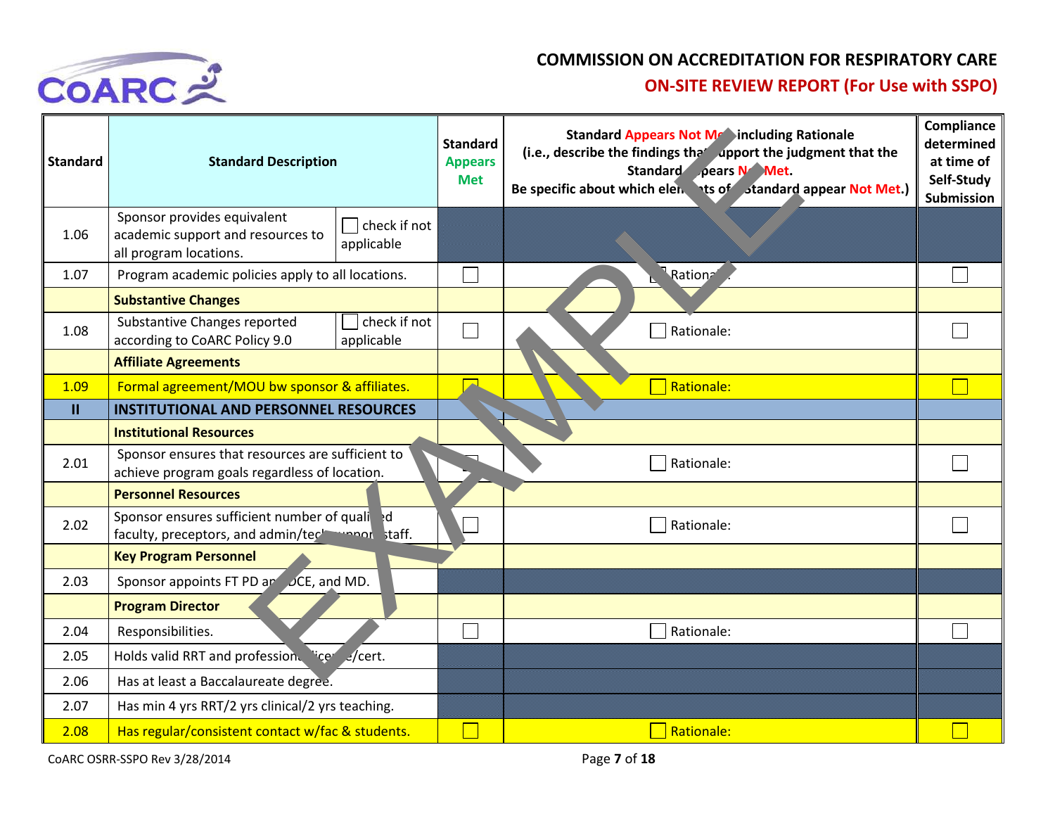**COMMISSION ON ACCREDITATION FOR RESPIRATORY CARE**

**ON-SITE REVIEW REPORT (For Use with SSPO)**

| Standard | Standard Description | | Standard Appears Met | Standard Appears Not Met including Rationale (i.e., describe the findings that support the judgment that the Standard Appears Not Met. Be specific about which elements of Standard appear Not Met.) | Compliance determined at time of Self-Study Submission |
|---|---|---|---|---|---|
| 1.06 | Sponsor provides equivalent academic support and resources to all program locations. | ☐ check if not applicable | | | |
| 1.07 | Program academic policies apply to all locations. | | ☐ | ☐ Rationale: | ☐ |
| | **Substantive Changes** | | | | |
| 1.08 | Substantive Changes reported according to CoARC Policy 9.0 | ☐ check if not applicable | ☐ | ☐ Rationale: | ☐ |
| | **Affiliate Agreements** | | | | |
| 1.09 | Formal agreement/MOU bw sponsor & affiliates. | | ☐ | ☐ Rationale: | ☐ |
| **II** | **INSTITUTIONAL AND PERSONNEL RESOURCES** | | | | |
| | **Institutional Resources** | | | | |
| 2.01 | Sponsor ensures that resources are sufficient to achieve program goals regardless of location. | | ☐ | ☐ Rationale: | ☐ |
| | **Personnel Resources** | | | | |
| 2.02 | Sponsor ensures sufficient number of qualified faculty, preceptors, and admin/tech support staff. | | ☐ | ☐ Rationale: | ☐ |
| | **Key Program Personnel** | | | | |
| 2.03 | Sponsor appoints FT PD and DCE, and MD. | | | | |
| | **Program Director** | | | | |
| 2.04 | Responsibilities. | | ☐ | ☐ Rationale: | ☐ |
| 2.05 | Holds valid RRT and professional license/cert. | | | | |
| 2.06 | Has at least a Baccalaureate degree. | | | | |
| 2.07 | Has min 4 yrs RRT/2 yrs clinical/2 yrs teaching. | | | | |
| 2.08 | Has regular/consistent contact w/fac & students. | | ☐ | ☐ Rationale: | ☐ |

CoARC OSRR-SSPO Rev 3/28/2014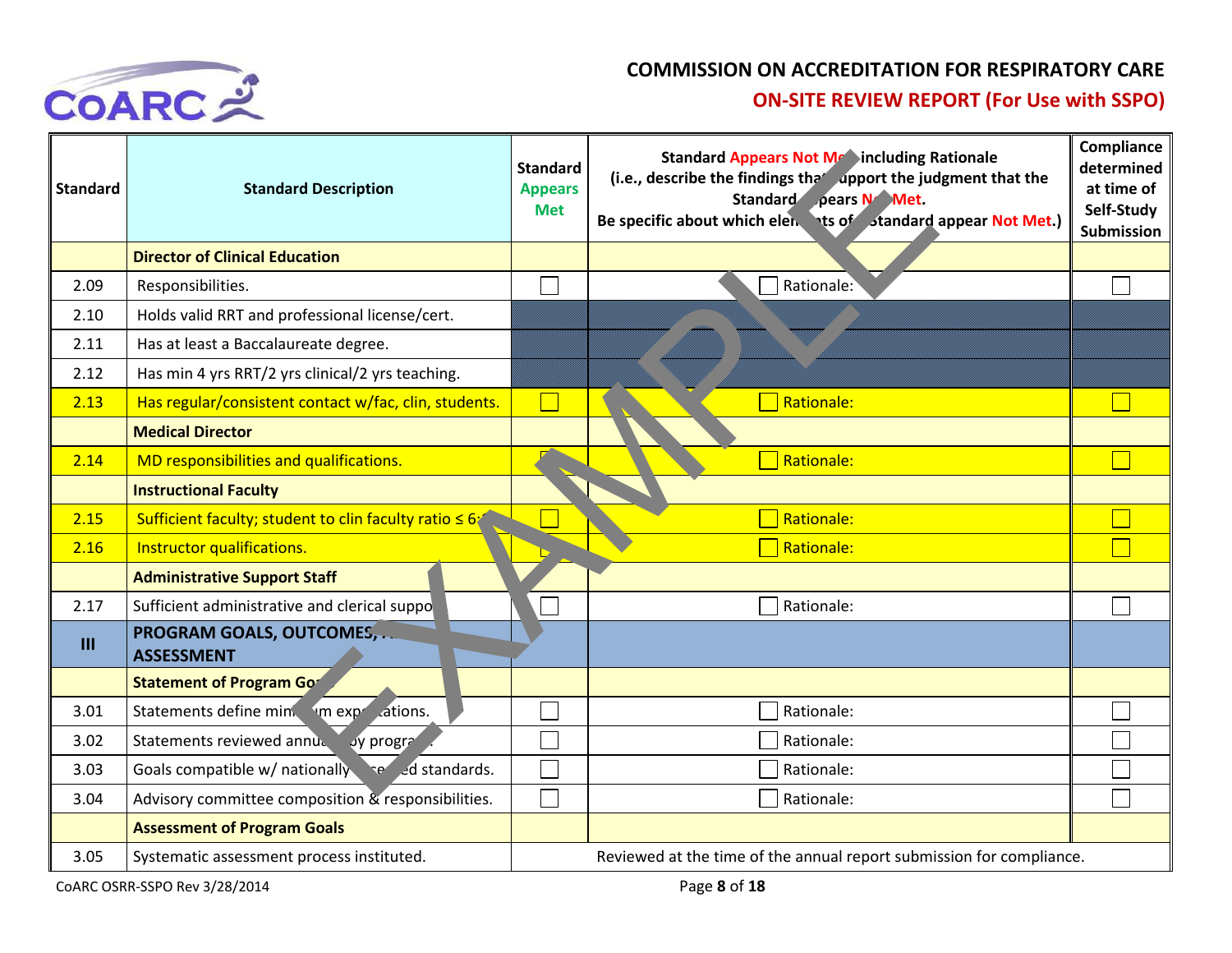# COMMISSION ON ACCREDITATION FOR RESPIRATORY CARE

## ON-SITE REVIEW REPORT (For Use with SSPO)

| Standard | Standard Description | Standard Appears Met | Standard Appears Not Met including Rationale (i.e., describe the findings that support the judgment that the Standard Appears Not Met. Be specific about which elements of Standard appear Not Met.) | Compliance determined at time of Self-Study Submission |
|---|---|---|---|---|
| | **Director of Clinical Education** | | | |
| 2.09 | Responsibilities. | ☐ | ☐ Rationale: | ☐ |
| 2.10 | Holds valid RRT and professional license/cert. | | | |
| 2.11 | Has at least a Baccalaureate degree. | | | |
| 2.12 | Has min 4 yrs RRT/2 yrs clinical/2 yrs teaching. | | | |
| 2.13 | Has regular/consistent contact w/fac, clin, students. | ☐ | ☐ Rationale: | ☐ |
| | **Medical Director** | | | |
| 2.14 | MD responsibilities and qualifications. | ☐ | ☐ Rationale: | ☐ |
| | **Instructional Faculty** | | | |
| 2.15 | Sufficient faculty; student to clin faculty ratio ≤ 6:1 | ☐ | ☐ Rationale: | ☐ |
| 2.16 | Instructor qualifications. | ☐ | ☐ Rationale: | ☐ |
| | **Administrative Support Staff** | | | |
| 2.17 | Sufficient administrative and clerical support | ☐ | ☐ Rationale: | ☐ |
| **III** | **PROGRAM GOALS, OUTCOMES, AND ASSESSMENT** | | | |
| | **Statement of Program Goals** | | | |
| 3.01 | Statements define minimum expectations. | ☐ | ☐ Rationale: | ☐ |
| 3.02 | Statements reviewed annually by program. | ☐ | ☐ Rationale: | ☐ |
| 3.03 | Goals compatible w/ nationally accepted standards. | ☐ | ☐ Rationale: | ☐ |
| 3.04 | Advisory committee composition & responsibilities. | ☐ | ☐ Rationale: | ☐ |
| | **Assessment of Program Goals** | | | |
| 3.05 | Systematic assessment process instituted. | Reviewed at the time of the annual report submission for compliance. | | |

CoARC OSRR-SSPO Rev 3/28/2014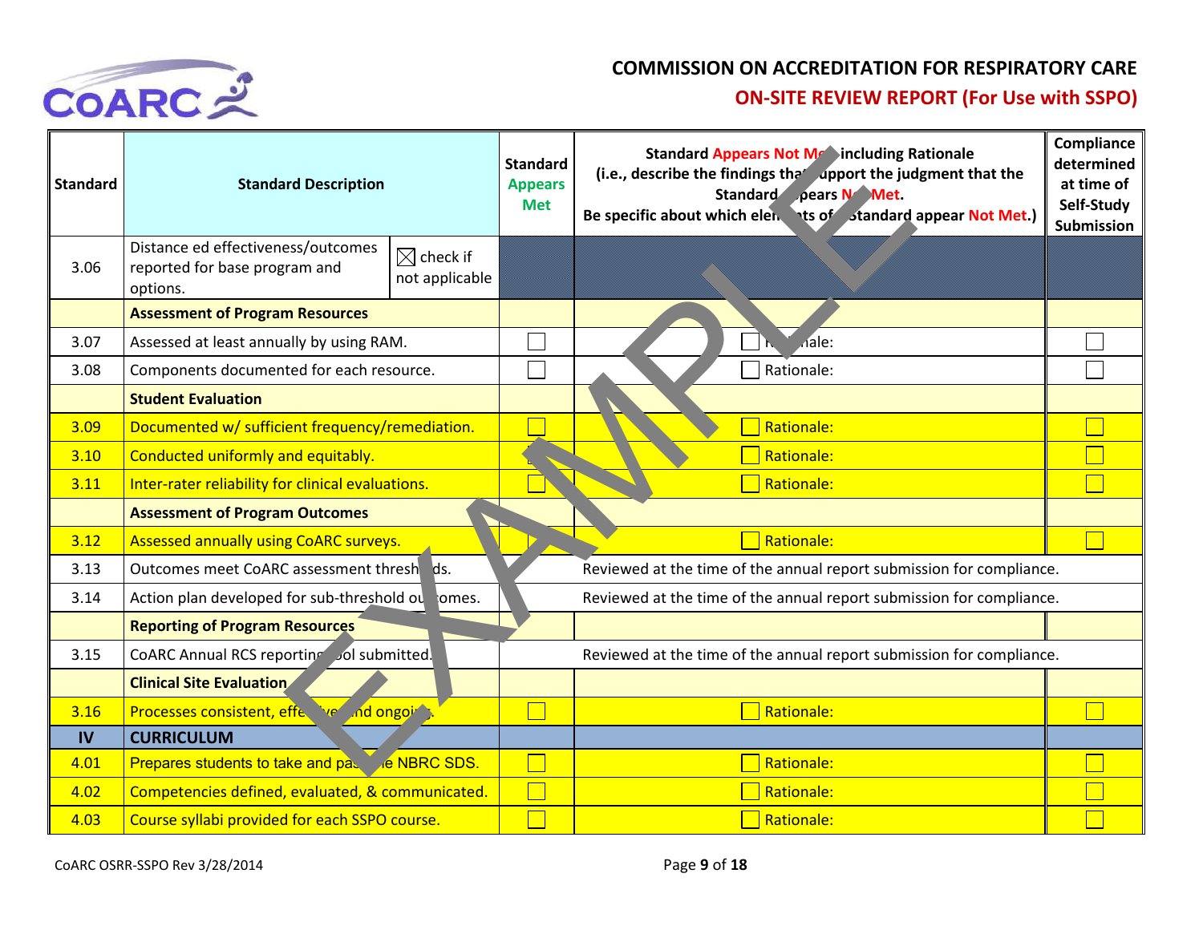**COMMISSION ON ACCREDITATION FOR RESPIRATORY CARE**

**ON-SITE REVIEW REPORT (For Use with SSPO)**

| Standard | Standard Description | | Standard Appears Met | Standard Appears Not Met including Rationale (i.e., describe the findings that support the judgment that the Standard Appears Not Met. Be specific about which elements of Standard appear Not Met.) | Compliance determined at time of Self-Study Submission |
|---|---|---|---|---|---|
| 3.06 | Distance ed effectiveness/outcomes reported for base program and options. | ☒ check if not applicable | | | |
| | **Assessment of Program Resources** | | | | |
| 3.07 | Assessed at least annually by using RAM. | | ☐ | ☐ Rationale: | ☐ |
| 3.08 | Components documented for each resource. | | ☐ | ☐ Rationale: | ☐ |
| | **Student Evaluation** | | | | |
| 3.09 | Documented w/ sufficient frequency/remediation. | | ☐ | ☐ Rationale: | ☐ |
| 3.10 | Conducted uniformly and equitably. | | ☐ | ☐ Rationale: | ☐ |
| 3.11 | Inter-rater reliability for clinical evaluations. | | ☐ | ☐ Rationale: | ☐ |
| | **Assessment of Program Outcomes** | | | | |
| 3.12 | Assessed annually using CoARC surveys. | | ☐ | ☐ Rationale: | ☐ |
| 3.13 | Outcomes meet CoARC assessment thresholds. | | | Reviewed at the time of the annual report submission for compliance. | |
| 3.14 | Action plan developed for sub-threshold outcomes. | | | Reviewed at the time of the annual report submission for compliance. | |
| | **Reporting of Program Resources** | | | | |
| 3.15 | CoARC Annual RCS reporting tool submitted. | | | Reviewed at the time of the annual report submission for compliance. | |
| | **Clinical Site Evaluation** | | | | |
| 3.16 | Processes consistent, effective and ongoing. | | ☐ | ☐ Rationale: | ☐ |
| **IV** | **CURRICULUM** | | | | |
| 4.01 | Prepares students to take and pass the NBRC SDS. | | ☐ | ☐ Rationale: | ☐ |
| 4.02 | Competencies defined, evaluated, & communicated. | | ☐ | ☐ Rationale: | ☐ |
| 4.03 | Course syllabi provided for each SSPO course. | | ☐ | ☐ Rationale: | ☐ |

CoARC OSRR-SSPO Rev 3/28/2014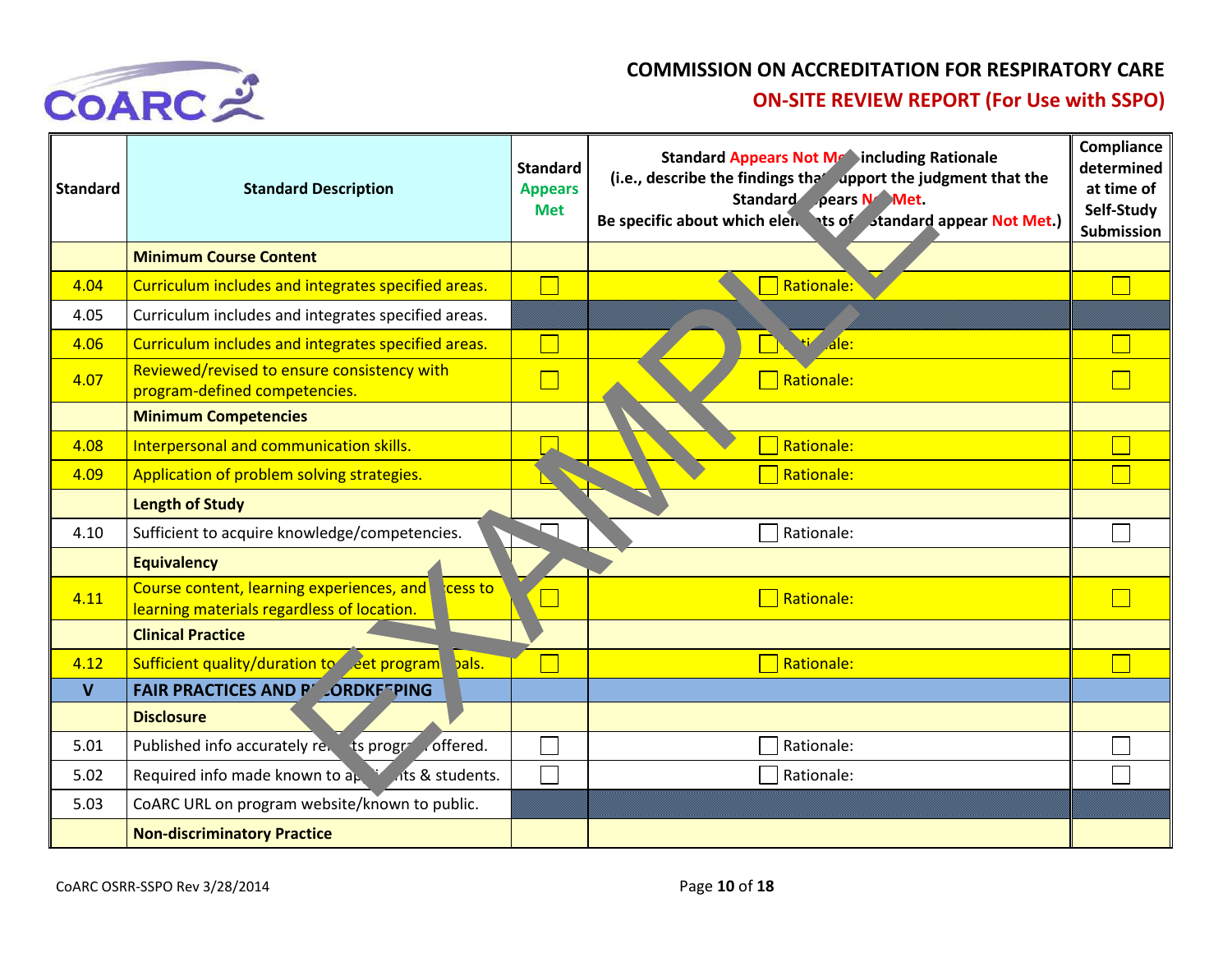# COMMISSION ON ACCREDITATION FOR RESPIRATORY CARE

## ON-SITE REVIEW REPORT (For Use with SSPO)

| Standard | Standard Description | Standard Appears Met | Standard Appears Not Met including Rationale (i.e., describe the findings that support the judgment that the Standard Appears Not Met. Be specific about which elements of Standard appear Not Met.) | Compliance determined at time of Self-Study Submission |
|---|---|---|---|---|
| | **Minimum Course Content** | | | |
| 4.04 | Curriculum includes and integrates specified areas. | ☐ | ☐ Rationale: | ☐ |
| 4.05 | Curriculum includes and integrates specified areas. | | | |
| 4.06 | Curriculum includes and integrates specified areas. | ☐ | ☐ Rationale: | ☐ |
| 4.07 | Reviewed/revised to ensure consistency with program-defined competencies. | ☐ | ☐ Rationale: | ☐ |
| | **Minimum Competencies** | | | |
| 4.08 | Interpersonal and communication skills. | ☐ | ☐ Rationale: | ☐ |
| 4.09 | Application of problem solving strategies. | ☐ | ☐ Rationale: | ☐ |
| | **Length of Study** | | | |
| 4.10 | Sufficient to acquire knowledge/competencies. | ☐ | ☐ Rationale: | ☐ |
| | **Equivalency** | | | |
| 4.11 | Course content, learning experiences, and access to learning materials regardless of location. | ☐ | ☐ Rationale: | ☐ |
| | **Clinical Practice** | | | |
| 4.12 | Sufficient quality/duration to meet program goals. | ☐ | ☐ Rationale: | ☐ |
| **V** | **FAIR PRACTICES AND RECORDKEEPING** | | | |
| | **Disclosure** | | | |
| 5.01 | Published info accurately reflects program offered. | ☐ | ☐ Rationale: | ☐ |
| 5.02 | Required info made known to applicants & students. | ☐ | ☐ Rationale: | ☐ |
| 5.03 | CoARC URL on program website/known to public. | | | |
| | **Non-discriminatory Practice** | | | |

CoARC OSRR-SSPO Rev 3/28/2014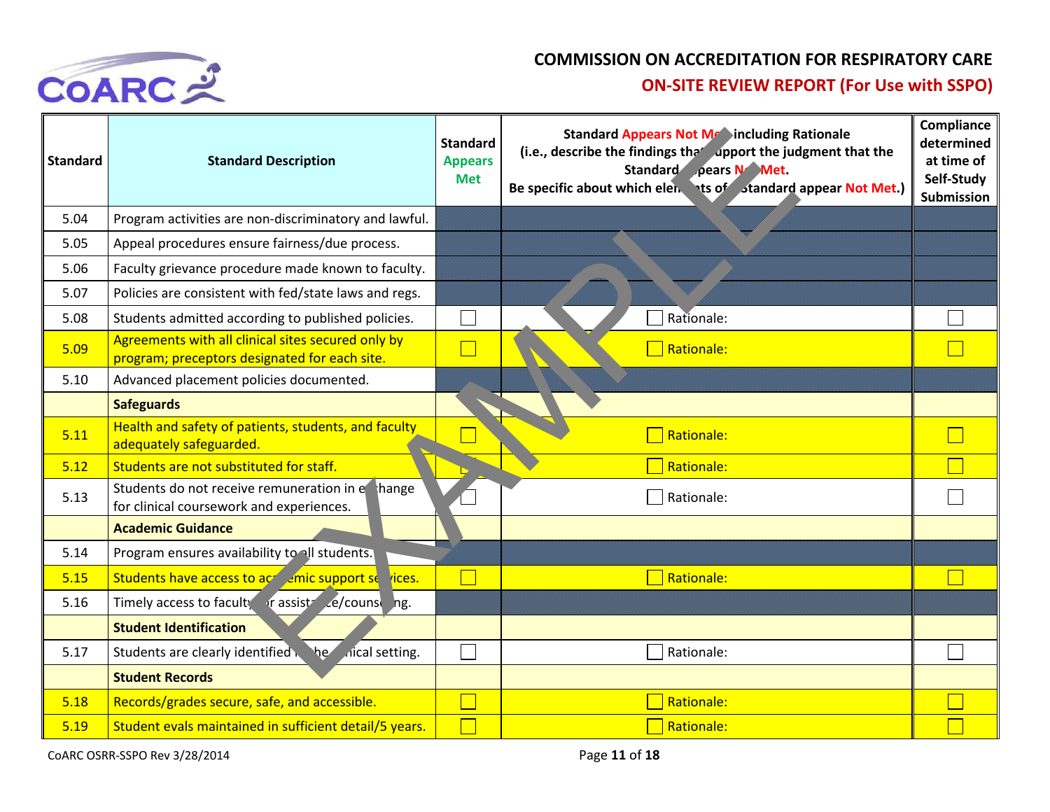# COMMISSION ON ACCREDITATION FOR RESPIRATORY CARE

## ON-SITE REVIEW REPORT (For Use with SSPO)

| Standard | Standard Description | Standard Appears Met | Standard Appears Not Met including Rationale (i.e., describe the findings that support the judgment that the Standard Appears Not Met. Be specific about which elements of Standard appear Not Met.) | Compliance determined at time of Self-Study Submission |
|---|---|---|---|---|
| 5.04 | Program activities are non-discriminatory and lawful. | | | |
| 5.05 | Appeal procedures ensure fairness/due process. | | | |
| 5.06 | Faculty grievance procedure made known to faculty. | | | |
| 5.07 | Policies are consistent with fed/state laws and regs. | | | |
| 5.08 | Students admitted according to published policies. | ☐ | ☐ Rationale: | ☐ |
| 5.09 | Agreements with all clinical sites secured only by program; preceptors designated for each site. | ☐ | ☐ Rationale: | ☐ |
| 5.10 | Advanced placement policies documented. | | | |
| | **Safeguards** | | | |
| 5.11 | Health and safety of patients, students, and faculty adequately safeguarded. | ☐ | ☐ Rationale: | ☐ |
| 5.12 | Students are not substituted for staff. | ☐ | ☐ Rationale: | ☐ |
| 5.13 | Students do not receive remuneration in exchange for clinical coursework and experiences. | ☐ | ☐ Rationale: | ☐ |
| | **Academic Guidance** | | | |
| 5.14 | Program ensures availability to all students. | | | |
| 5.15 | Students have access to academic support services. | ☐ | ☐ Rationale: | ☐ |
| 5.16 | Timely access to faculty for assistance/counseling. | | | |
| | **Student Identification** | | | |
| 5.17 | Students are clearly identified in the clinical setting. | ☐ | ☐ Rationale: | ☐ |
| | **Student Records** | | | |
| 5.18 | Records/grades secure, safe, and accessible. | ☐ | ☐ Rationale: | ☐ |
| 5.19 | Student evals maintained in sufficient detail/5 years. | ☐ | ☐ Rationale: | ☐ |

CoARC OSRR-SSPO Rev 3/28/2014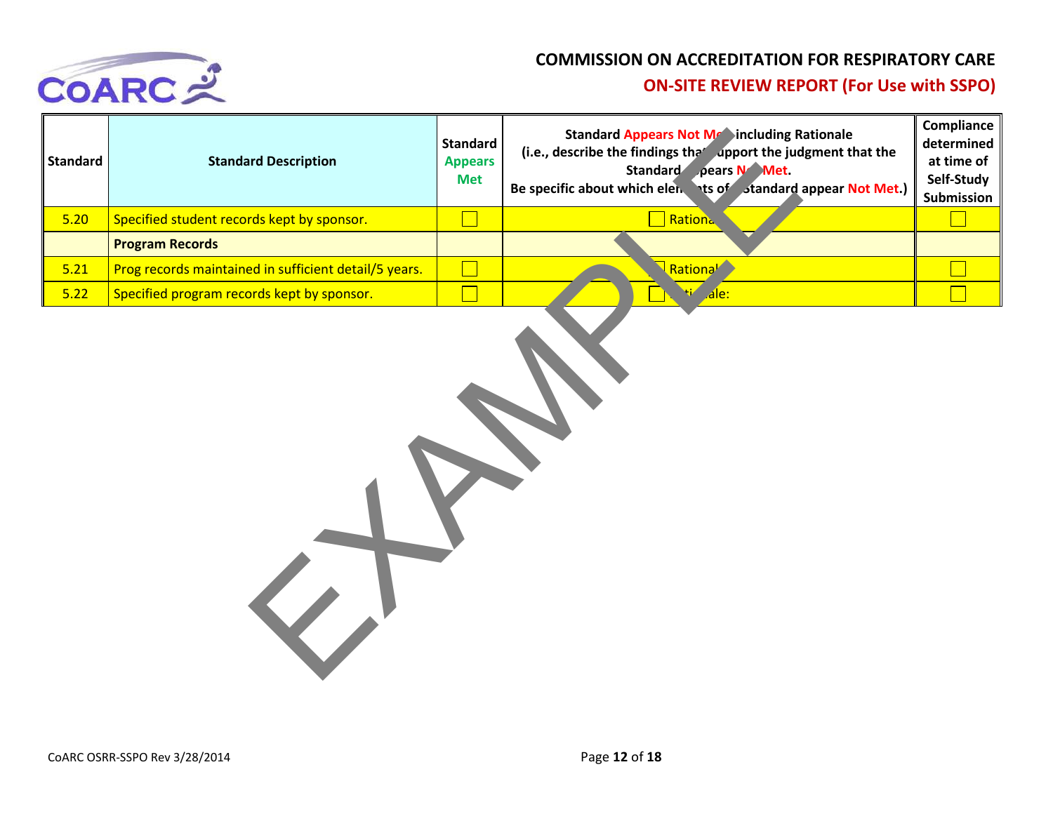## COMMISSION ON ACCREDITATION FOR RESPIRATORY CARE

## ON-SITE REVIEW REPORT (For Use with SSPO)

| Standard | Standard Description | Standard Appears Met | Standard Appears Not Met including Rationale (i.e., describe the findings that support the judgment that the Standard Appears Not Met. Be specific about which elements of Standard appear Not Met.) | Compliance determined at time of Self-Study Submission |
|---|---|---|---|---|
| 5.20 | Specified student records kept by sponsor. | ☐ | ☐ Rationale: | ☐ |
| | **Program Records** | | | |
| 5.21 | Prog records maintained in sufficient detail/5 years. | ☐ | ☐ Rationale: | ☐ |
| 5.22 | Specified program records kept by sponsor. | ☐ | ☐ Rationale: | ☐ |

EXAMPLE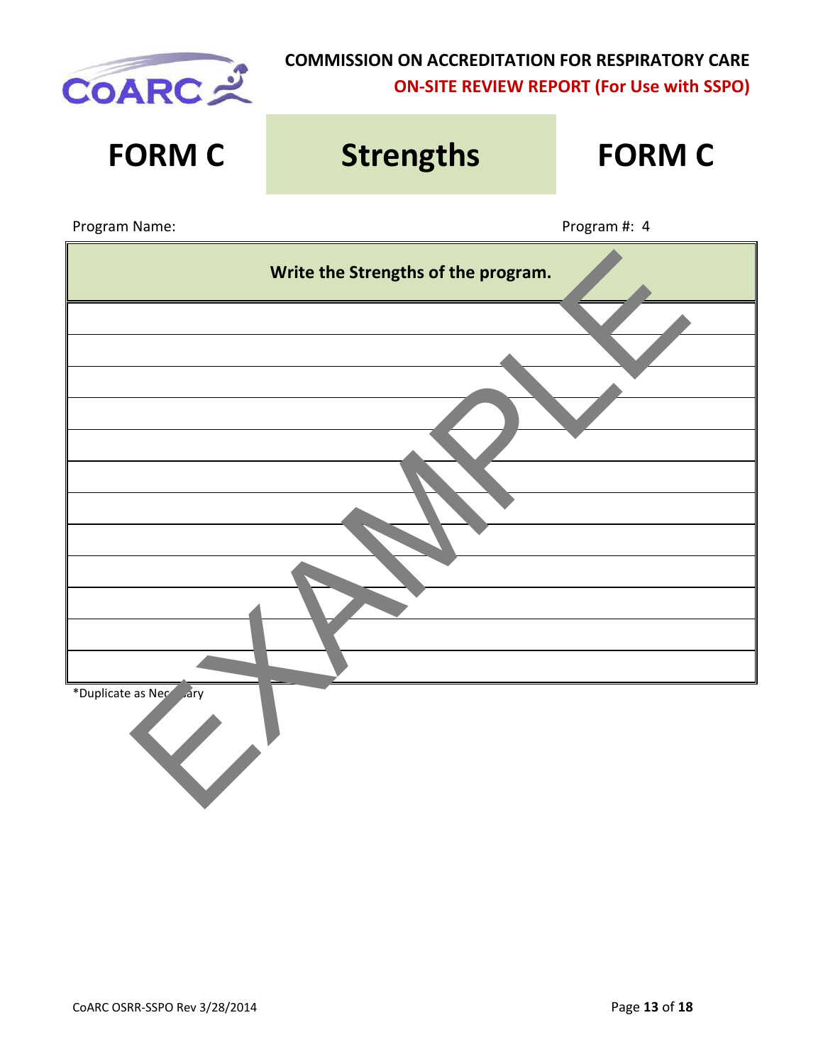**COMMISSION ON ACCREDITATION FOR RESPIRATORY CARE**

**ON-SITE REVIEW REPORT (For Use with SSPO)**

# FORM C — Strengths — FORM C

Program Name: Program #: 4

| Write the Strengths of the program. |
| --- |
| |
| |
| |
| |
| |
| |
| |
| |
| |
| |
| |
| |

*Duplicate as Necessary

EXAMPLE

CoARC OSRR-SSPO Rev 3/28/2014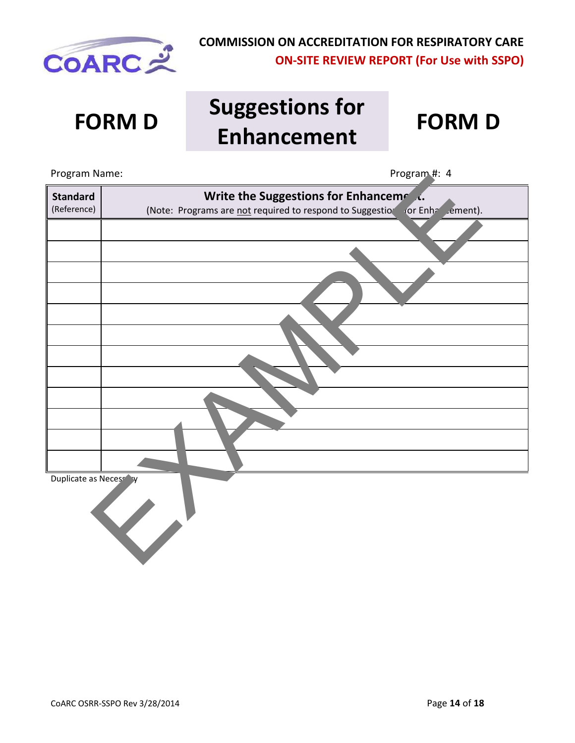**COMMISSION ON ACCREDITATION FOR RESPIRATORY CARE**
**ON-SITE REVIEW REPORT (For Use with SSPO)**

# FORM D — Suggestions for Enhancement — FORM D

Program Name: Program #: 4

| **Standard** (Reference) | **Write the Suggestions for Enhancement.** (Note: Programs are not required to respond to Suggestions for Enhancement). |
|---|---|
| | |
| | |
| | |
| | |
| | |
| | |
| | |
| | |
| | |
| | |
| | |
| | |

Duplicate as Necessary

EXAMPLE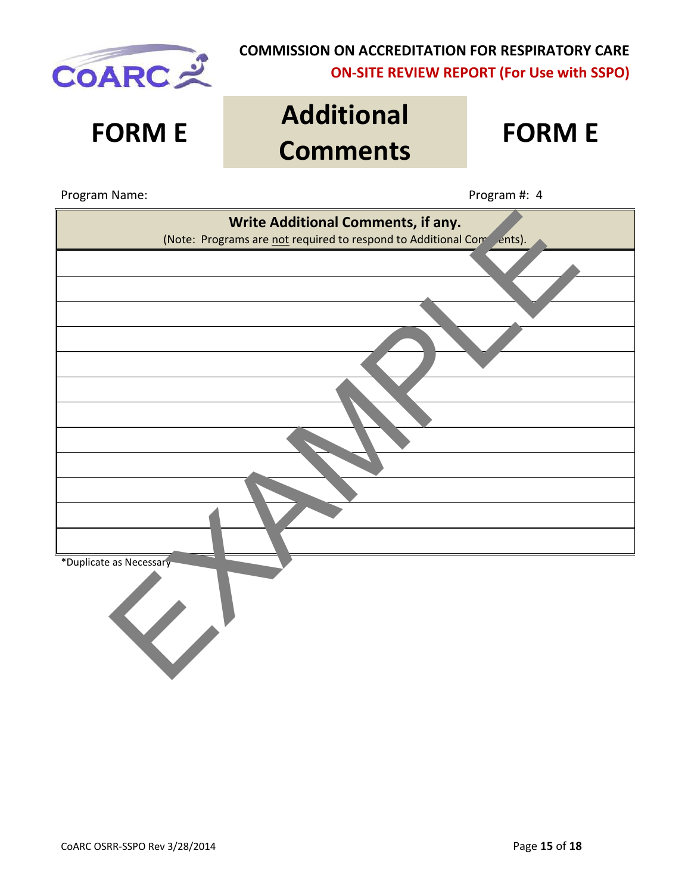COMMISSION ON ACCREDITATION FOR RESPIRATORY CARE

ON-SITE REVIEW REPORT (For Use with SSPO)

# FORM E — Additional Comments — FORM E

Program Name: Program #: 4

| Write Additional Comments, if any. (Note: Programs are not required to respond to Additional Comments). |
|---|
| |
| |
| |
| |
| |
| |
| |
| |
| |
| |
| |
| |

*Duplicate as Necessary

EXAMPLE

CoARC OSRR-SSPO Rev 3/28/2014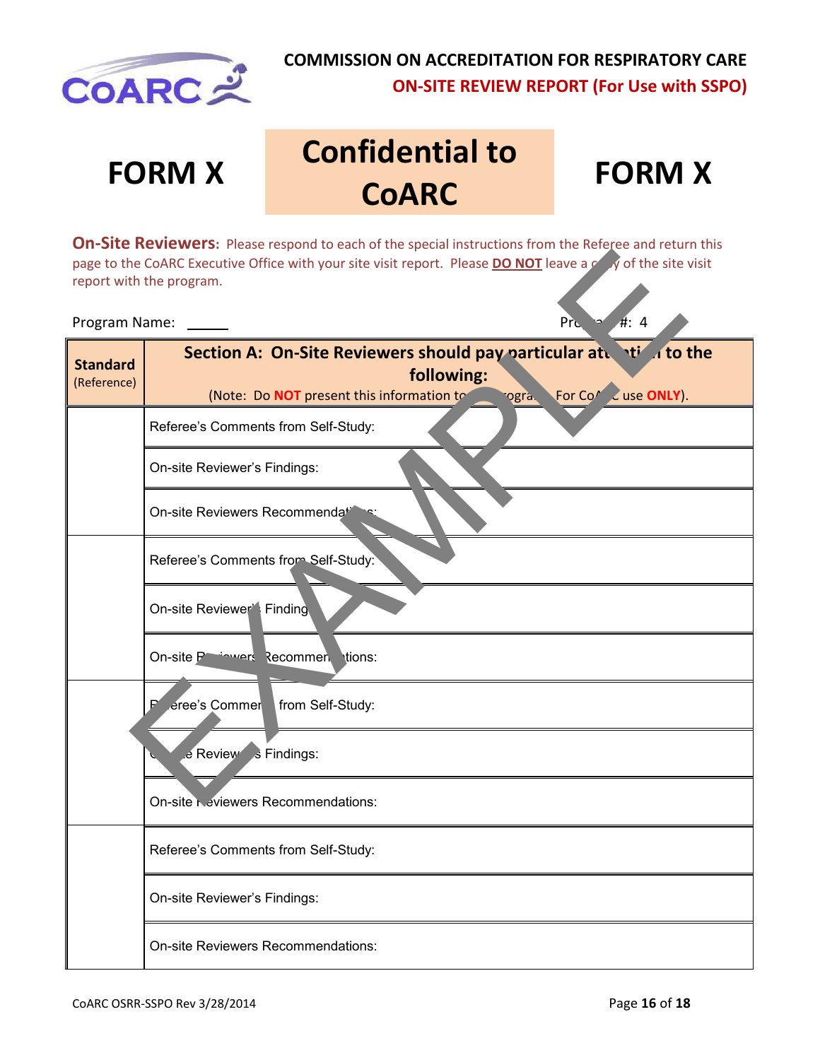**COMMISSION ON ACCREDITATION FOR RESPIRATORY CARE**

**ON-SITE REVIEW REPORT (For Use with SSPO)**

# FORM X — Confidential to CoARC — FORM X

**On-Site Reviewers:** Please respond to each of the special instructions from the Referee and return this page to the CoARC Executive Office with your site visit report. Please **DO NOT** leave a copy of the site visit report with the program.

Program Name: ______ Program #: 4

| **Standard** (Reference) | **Section A: On-Site Reviewers should pay particular attention to the following:** (Note: Do **NOT** present this information to the program. For CoARC use **ONLY**). |
|---|---|
| | Referee's Comments from Self-Study: |
| | On-site Reviewer's Findings: |
| | On-site Reviewers Recommendations: |
| | Referee's Comments from Self-Study: |
| | On-site Reviewer's Findings: |
| | On-site Reviewers Recommendations: |
| | Referee's Comments from Self-Study: |
| | On-site Reviewer's Findings: |
| | On-site Reviewers Recommendations: |
| | Referee's Comments from Self-Study: |
| | On-site Reviewer's Findings: |
| | On-site Reviewers Recommendations: |

EXAMPLE

CoARC OSRR-SSPO Rev 3/28/2014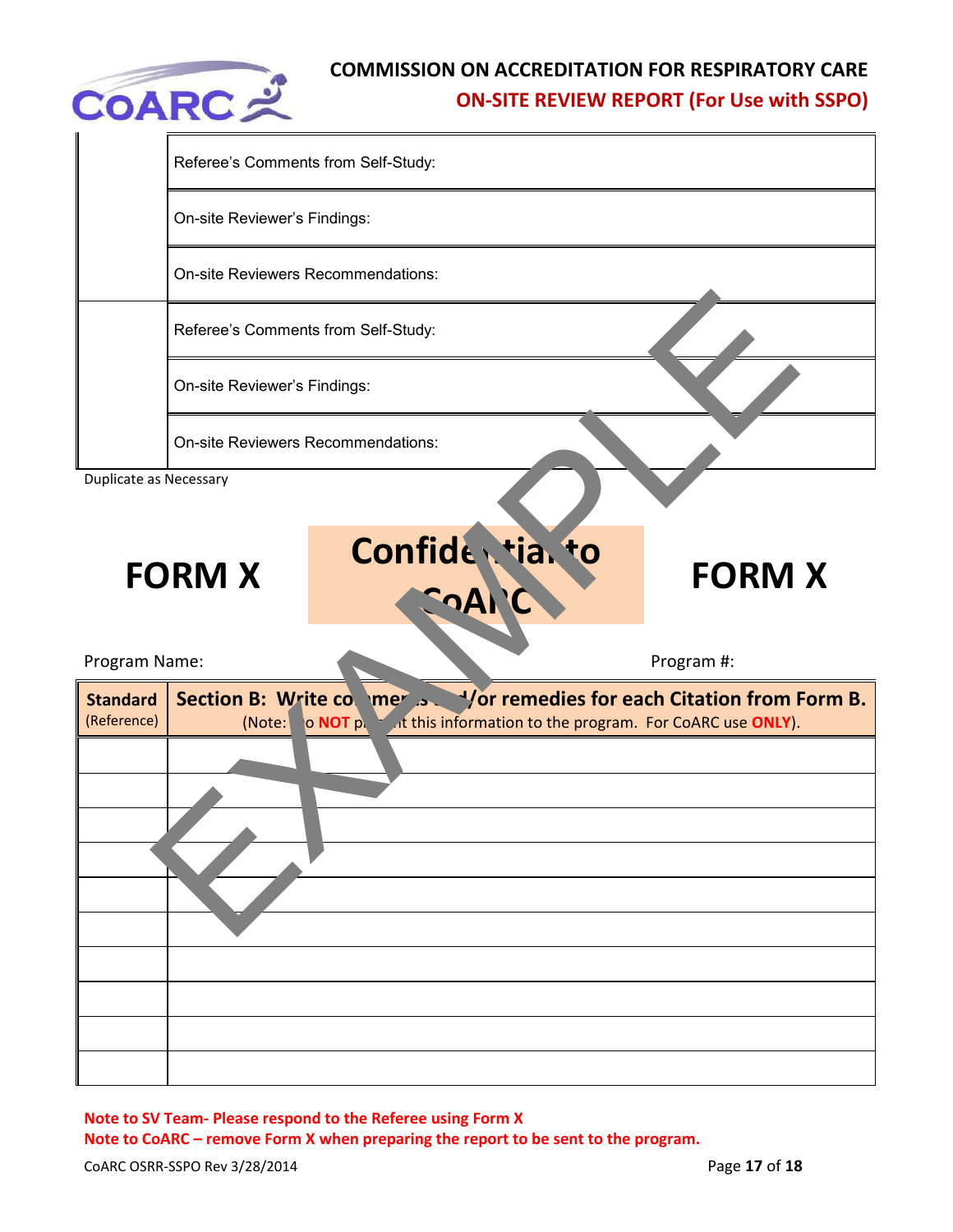| | |
|---|---|
| | Referee's Comments from Self-Study: |
| | On-site Reviewer's Findings: |
| | On-site Reviewers Recommendations: |
| | Referee's Comments from Self-Study: |
| | On-site Reviewer's Findings: |
| | On-site Reviewers Recommendations: |

Duplicate as Necessary

**FORM X** **Confidential to CoARC** **FORM X**

Program Name: Program #:

| **Standard** (Reference) | **Section B: Write comments and/or remedies for each Citation from Form B.** (Note: Do **NOT** present this information to the program. For CoARC use **ONLY**). |
|---|---|
| | |
| | |
| | |
| | |
| | |
| | |
| | |
| | |
| | |
| | |

**Note to SV Team- Please respond to the Referee using Form X**

**Note to CoARC – remove Form X when preparing the report to be sent to the program.**

CoARC OSRR-SSPO Rev 3/28/2014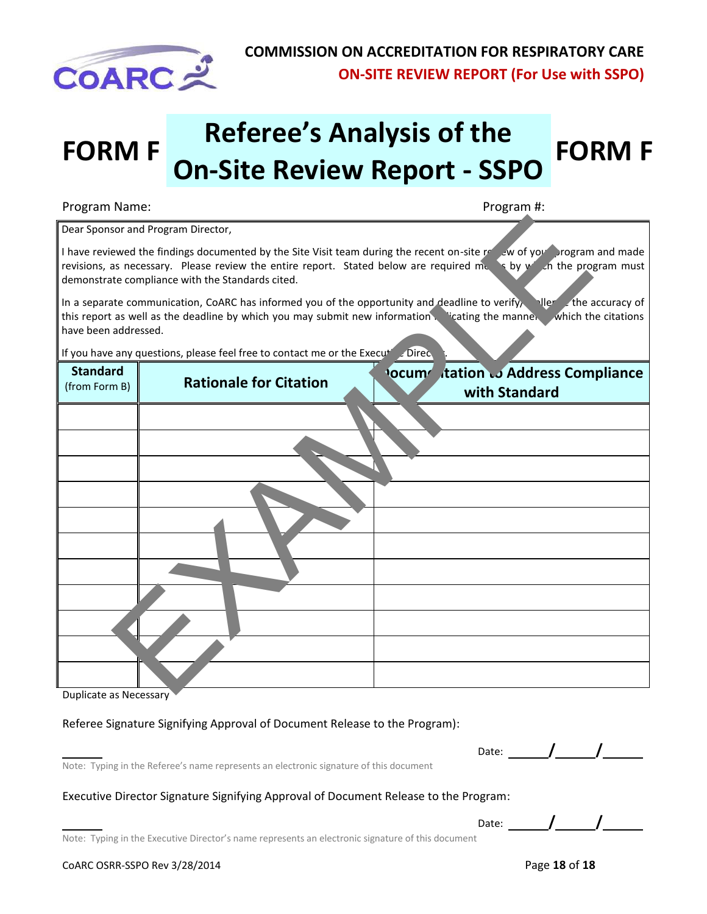**COMMISSION ON ACCREDITATION FOR RESPIRATORY CARE**

**ON-SITE REVIEW REPORT (For Use with SSPO)**

# FORM F — Referee's Analysis of the On-Site Review Report - SSPO — FORM F

Program Name: Program #:

Dear Sponsor and Program Director,

I have reviewed the findings documented by the Site Visit team during the recent on-site review of your program and made revisions, as necessary. Please review the entire report. Stated below are required means by which the program must demonstrate compliance with the Standards cited.

In a separate communication, CoARC has informed you of the opportunity and deadline to verify/challenge the accuracy of this report as well as the deadline by which you may submit new information indicating the manner in which the citations have been addressed.

If you have any questions, please feel free to contact me or the Executive Director.

| Standard (from Form B) | Rationale for Citation | Documentation to Address Compliance with Standard |
|---|---|---|
| | | |
| | | |
| | | |
| | | |
| | | |
| | | |
| | | |
| | | |
| | | |
| | | |
| | | |

Duplicate as Necessary

Referee Signature Signifying Approval of Document Release to the Program):

______ Date: ____/____/____

Note: Typing in the Referee's name represents an electronic signature of this document

Executive Director Signature Signifying Approval of Document Release to the Program:

______ Date: ____/____/____

Note: Typing in the Executive Director's name represents an electronic signature of this document

CoARC OSRR-SSPO Rev 3/28/2014